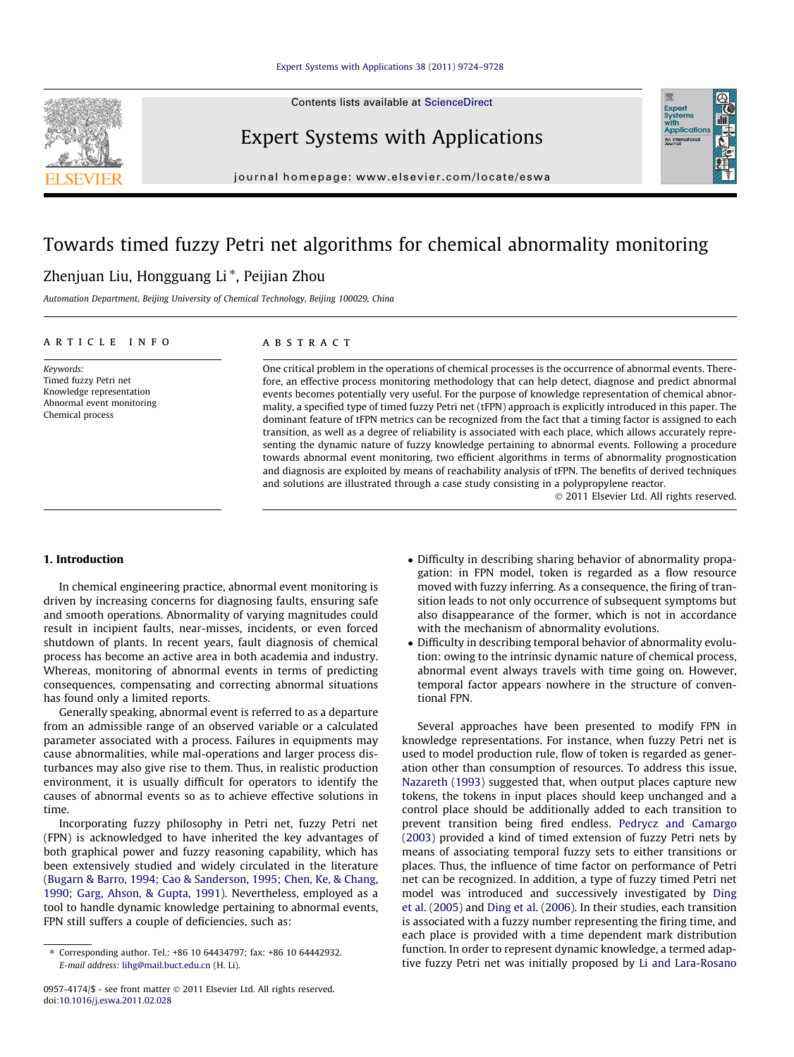# Towards timed fuzzy Petri net algorithms for chemical abnormality monitoring

Zhenjuan Liu, Hongguang Li *, Peijian Zhou

*Automation Department, Beijing University of Chemical Technology, Beijing 100029, China*

## ARTICLE INFO

*Keywords:*
Timed fuzzy Petri net
Knowledge representation
Abnormal event monitoring
Chemical process

## ABSTRACT

One critical problem in the operations of chemical processes is the occurrence of abnormal events. Therefore, an effective process monitoring methodology that can help detect, diagnose and predict abnormal events becomes potentially very useful. For the purpose of knowledge representation of chemical abnormality, a specified type of timed fuzzy Petri net (tFPN) approach is explicitly introduced in this paper. The dominant feature of tFPN metrics can be recognized from the fact that a timing factor is assigned to each transition, as well as a degree of reliability is associated with each place, which allows accurately representing the dynamic nature of fuzzy knowledge pertaining to abnormal events. Following a procedure towards abnormal event monitoring, two efficient algorithms in terms of abnormality prognostication and diagnosis are exploited by means of reachability analysis of tFPN. The benefits of derived techniques and solutions are illustrated through a case study consisting in a polypropylene reactor.

© 2011 Elsevier Ltd. All rights reserved.

## 1. Introduction

In chemical engineering practice, abnormal event monitoring is driven by increasing concerns for diagnosing faults, ensuring safe and smooth operations. Abnormality of varying magnitudes could result in incipient faults, near-misses, incidents, or even forced shutdown of plants. In recent years, fault diagnosis of chemical process has become an active area in both academia and industry. Whereas, monitoring of abnormal events in terms of predicting consequences, compensating and correcting abnormal situations has found only a limited reports.

Generally speaking, abnormal event is referred to as a departure from an admissible range of an observed variable or a calculated parameter associated with a process. Failures in equipments may cause abnormalities, while mal-operations and larger process disturbances may also give rise to them. Thus, in realistic production environment, it is usually difficult for operators to identify the causes of abnormal events so as to achieve effective solutions in time.

Incorporating fuzzy philosophy in Petri net, fuzzy Petri net (FPN) is acknowledged to have inherited the key advantages of both graphical power and fuzzy reasoning capability, which has been extensively studied and widely circulated in the literature (Bugarn & Barro, 1994; Cao & Sanderson, 1995; Chen, Ke, & Chang, 1990; Garg, Ahson, & Gupta, 1991). Nevertheless, employed as a tool to handle dynamic knowledge pertaining to abnormal events, FPN still suffers a couple of deficiencies, such as:

- Difficulty in describing sharing behavior of abnormality propagation: in FPN model, token is regarded as a flow resource moved with fuzzy inferring. As a consequence, the firing of transition leads to not only occurrence of subsequent symptoms but also disappearance of the former, which is not in accordance with the mechanism of abnormality evolutions.
- Difficulty in describing temporal behavior of abnormality evolution: owing to the intrinsic dynamic nature of chemical process, abnormal event always travels with time going on. However, temporal factor appears nowhere in the structure of conventional FPN.

Several approaches have been presented to modify FPN in knowledge representations. For instance, when fuzzy Petri net is used to model production rule, flow of token is regarded as generation other than consumption of resources. To address this issue, Nazareth (1993) suggested that, when output places capture new tokens, the tokens in input places should keep unchanged and a control place should be additionally added to each transition to prevent transition being fired endless. Pedrycz and Camargo (2003) provided a kind of timed extension of fuzzy Petri nets by means of associating temporal fuzzy sets to either transitions or places. Thus, the influence of time factor on performance of Petri net can be recognized. In addition, a type of fuzzy timed Petri net model was introduced and successively investigated by Ding et al. (2005) and Ding et al. (2006). In their studies, each transition is associated with a fuzzy number representing the firing time, and each place is provided with a time dependent mark distribution function. In order to represent dynamic knowledge, a termed adaptive fuzzy Petri net was initially proposed by Li and Lara-Rosano

---

* Corresponding author. Tel.: +86 10 64434797; fax: +86 10 64442932.
*E-mail address:* lihg@mail.buct.edu.cn (H. Li).

0957-4174/$ - see front matter © 2011 Elsevier Ltd. All rights reserved.
doi:10.1016/j.eswa.2011.02.028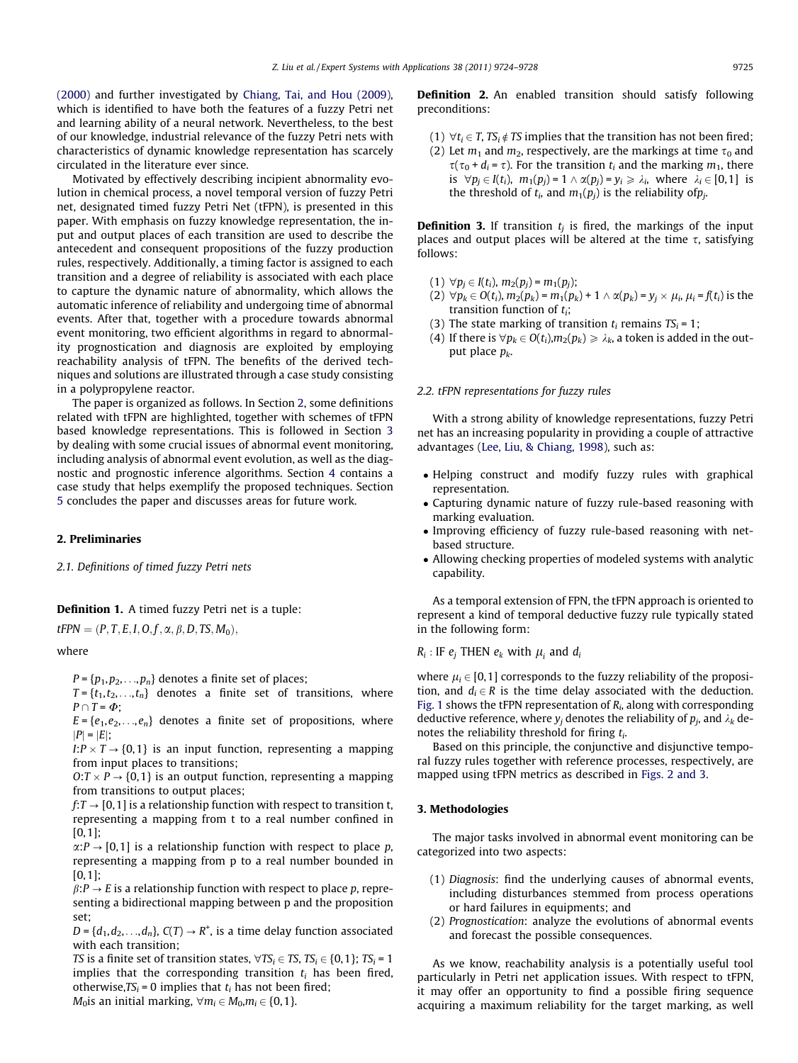(2000) and further investigated by Chiang, Tai, and Hou (2009), which is identified to have both the features of a fuzzy Petri net and learning ability of a neural network. Nevertheless, to the best of our knowledge, industrial relevance of the fuzzy Petri nets with characteristics of dynamic knowledge representation has scarcely circulated in the literature ever since.

Motivated by effectively describing incipient abnormality evolution in chemical process, a novel temporal version of fuzzy Petri net, designated timed fuzzy Petri Net (tFPN), is presented in this paper. With emphasis on fuzzy knowledge representation, the input and output places of each transition are used to describe the antecedent and consequent propositions of the fuzzy production rules, respectively. Additionally, a timing factor is assigned to each transition and a degree of reliability is associated with each place to capture the dynamic nature of abnormality, which allows the automatic inference of reliability and undergoing time of abnormal events. After that, together with a procedure towards abnormal event monitoring, two efficient algorithms in regard to abnormality prognostication and diagnosis are exploited by employing reachability analysis of tFPN. The benefits of the derived techniques and solutions are illustrated through a case study consisting in a polypropylene reactor.

The paper is organized as follows. In Section 2, some definitions related with tFPN are highlighted, together with schemes of tFPN based knowledge representations. This is followed in Section 3 by dealing with some crucial issues of abnormal event monitoring, including analysis of abnormal event evolution, as well as the diagnostic and prognostic inference algorithms. Section 4 contains a case study that helps exemplify the proposed techniques. Section 5 concludes the paper and discusses areas for future work.

## 2. Preliminaries

### 2.1. Definitions of timed fuzzy Petri nets

**Definition 1.** A timed fuzzy Petri net is a tuple:

$$tFPN = (P, T, E, I, O, f, \alpha, \beta, D, TS, M_0),$$

where

$P = \{p_1, p_2, \ldots, p_n\}$ denotes a finite set of places;
$T = \{t_1, t_2, \ldots, t_n\}$ denotes a finite set of transitions, where $P \cap T = \Phi$;
$E = \{e_1, e_2, \ldots, e_n\}$ denotes a finite set of propositions, where $|P| = |E|$;
$I{:}P \times T \to \{0,1\}$ is an input function, representing a mapping from input places to transitions;
$O{:}T \times P \to \{0,1\}$ is an output function, representing a mapping from transitions to output places;
$f{:}T \to [0,1]$ is a relationship function with respect to transition t, representing a mapping from t to a real number confined in [0,1];
$\alpha{:}P \to [0,1]$ is a relationship function with respect to place $p$, representing a mapping from p to a real number bounded in [0,1];
$\beta{:}P \to E$ is a relationship function with respect to place $p$, representing a bidirectional mapping between p and the proposition set;
$D = \{d_1, d_2, \ldots, d_n\}$, $C(T) \to R^{+}$, is a time delay function associated with each transition;
$TS$ is a finite set of transition states, $\forall TS_i \in TS$, $TS_i \in \{0,1\}$; $TS_i = 1$ implies that the corresponding transition $t_i$ has been fired, otherwise,$TS_i = 0$ implies that $t_i$ has not been fired;
$M_0$is an initial marking, $\forall m_i \in M_0, m_i \in \{0,1\}$.

**Definition 2.** An enabled transition should satisfy following preconditions:

(1) $\forall t_i \in T$, $TS_i \notin TS$ implies that the transition has not been fired;
(2) Let $m_1$ and $m_2$, respectively, are the markings at time $\tau_0$ and $\tau(\tau_0 + d_i = \tau)$. For the transition $t_i$ and the marking $m_1$, there is $\forall p_j \in I(t_i)$, $m_1(p_j) = 1 \wedge \alpha(p_j) = y_i \geqslant \lambda_i$, where $\lambda_i \in [0,1]$ is the threshold of $t_i$, and $m_1(p_j)$ is the reliability of$p_j$.

**Definition 3.** If transition $t_j$ is fired, the markings of the input places and output places will be altered at the time $\tau$, satisfying follows:

(1) $\forall p_j \in I(t_i)$, $m_2(p_j) = m_1(p_j)$;
(2) $\forall p_k \in O(t_i)$, $m_2(p_k) = m_1(p_k) + 1 \wedge \alpha(p_k) = y_j \times \mu_i$, $\mu_i = f(t_i)$ is the transition function of $t_i$;
(3) The state marking of transition $t_i$ remains $TS_i = 1$;
(4) If there is $\forall p_k \in O(t_i)$,$m_2(p_k) \geqslant \lambda_k$, a token is added in the output place $p_k$.

### 2.2. tFPN representations for fuzzy rules

With a strong ability of knowledge representations, fuzzy Petri net has an increasing popularity in providing a couple of attractive advantages (Lee, Liu, & Chiang, 1998), such as:

- Helping construct and modify fuzzy rules with graphical representation.
- Capturing dynamic nature of fuzzy rule-based reasoning with marking evaluation.
- Improving efficiency of fuzzy rule-based reasoning with net-based structure.
- Allowing checking properties of modeled systems with analytic capability.

As a temporal extension of FPN, the tFPN approach is oriented to represent a kind of temporal deductive fuzzy rule typically stated in the following form:

$R_i$ : IF $e_j$ THEN $e_k$ with $\mu_i$ and $d_i$

where $\mu_i \in [0,1]$ corresponds to the fuzzy reliability of the proposition, and $d_i \in R$ is the time delay associated with the deduction. Fig. 1 shows the tFPN representation of $R_i$, along with corresponding deductive reference, where $y_j$ denotes the reliability of $p_j$, and $\lambda_k$ denotes the reliability threshold for firing $t_i$.

Based on this principle, the conjunctive and disjunctive temporal fuzzy rules together with reference processes, respectively, are mapped using tFPN metrics as described in Figs. 2 and 3.

## 3. Methodologies

The major tasks involved in abnormal event monitoring can be categorized into two aspects:

(1) *Diagnosis*: find the underlying causes of abnormal events, including disturbances stemmed from process operations or hard failures in equipments; and
(2) *Prognostication*: analyze the evolutions of abnormal events and forecast the possible consequences.

As we know, reachability analysis is a potentially useful tool particularly in Petri net application issues. With respect to tFPN, it may offer an opportunity to find a possible firing sequence acquiring a maximum reliability for the target marking, as well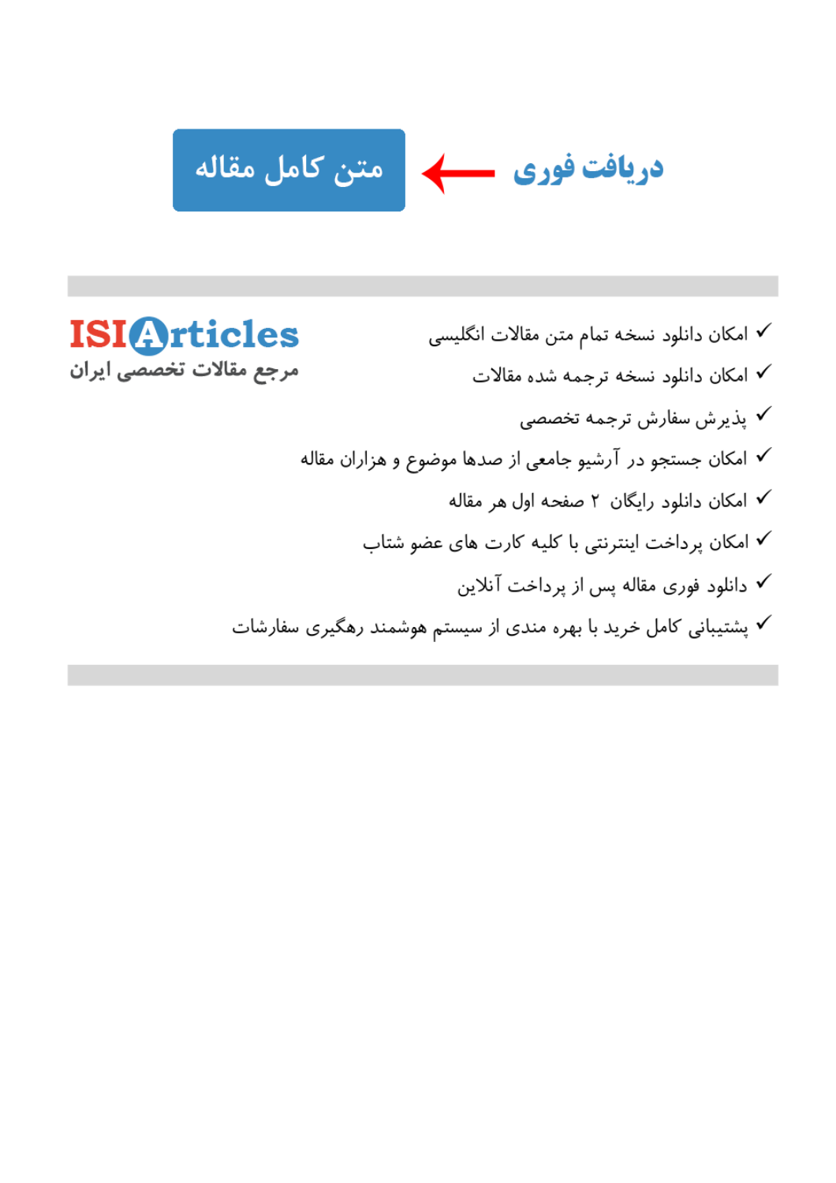دریافت فوری ← **متن کامل مقاله**

**ISIArticles**
مرجع مقالات تخصصی ایران

- ✓ امکان دانلود نسخه تمام متن مقالات انگلیسی
- ✓ امکان دانلود نسخه ترجمه شده مقالات
- ✓ پذیرش سفارش ترجمه تخصصی
- ✓ امکان جستجو در آرشیو جامعی از صدها موضوع و هزاران مقاله
- ✓ امکان دانلود رایگان ۲ صفحه اول هر مقاله
- ✓ امکان پرداخت اینترنتی با کلیه کارت های عضو شتاب
- ✓ دانلود فوری مقاله پس از پرداخت آنلاین
- ✓ پشتیبانی کامل خرید با بهره مندی از سیستم هوشمند رهگیری سفارشات